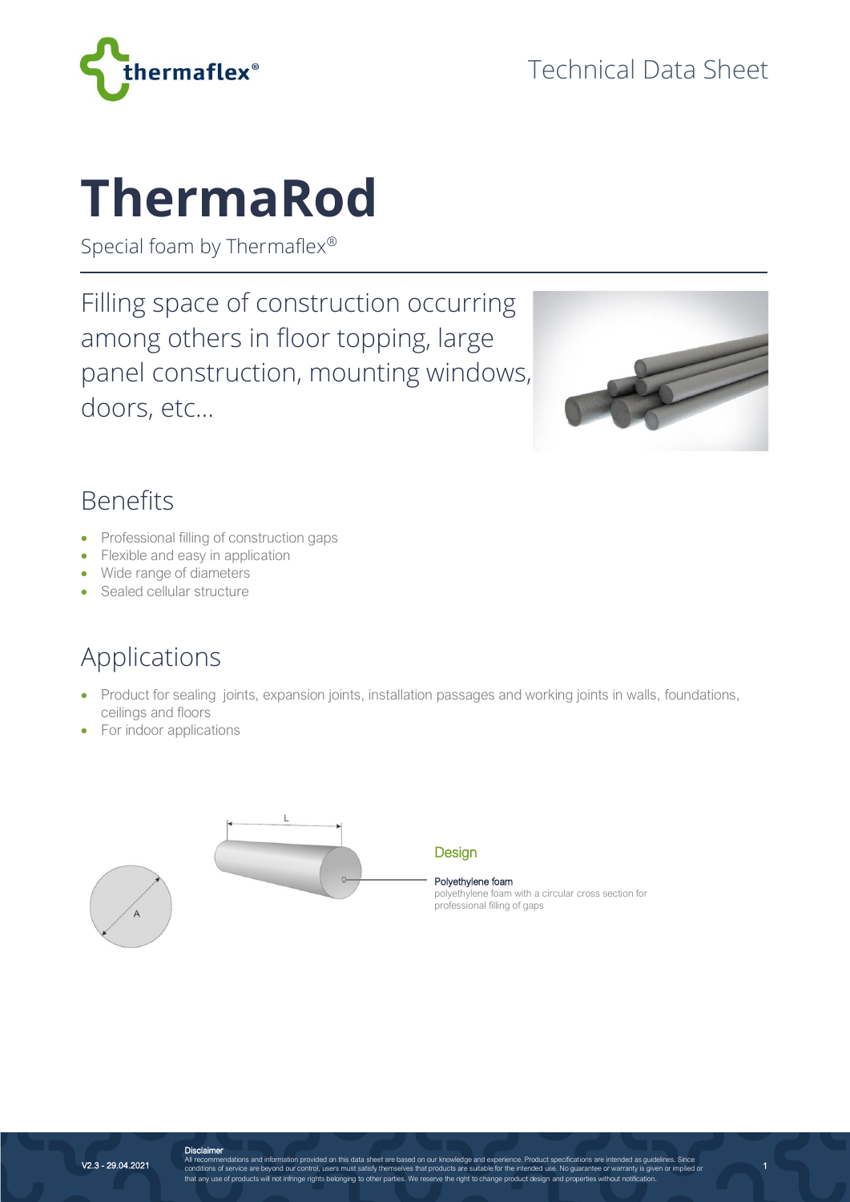Technical Data Sheet

# ThermaRod

Special foam by Thermaflex®

Filling space of construction occurring among others in floor topping, large panel construction, mounting windows, doors, etc...

## Benefits

- Professional filling of construction gaps
- Flexible and easy in application
- Wide range of diameters
- Sealed cellular structure

## Applications

- Product for sealing joints, expansion joints, installation passages and working joints in walls, foundations, ceilings and floors
- For indoor applications

L

A

### Design

**Polyethylene foam**
polyethylene foam with a circular cross section for professional filling of gaps

V2.3 - 29.04.2021

**Disclaimer**
All recommendations and information provided on this data sheet are based on our knowledge and experience. Product specifications are intended as guidelines. Since conditions of service are beyond our control, users must satisfy themselves that products are suitable for the intended use. No guarantee or warranty is given or implied or that any use of products will not infringe rights belonging to other parties. We reserve the right to change product design and properties without notification.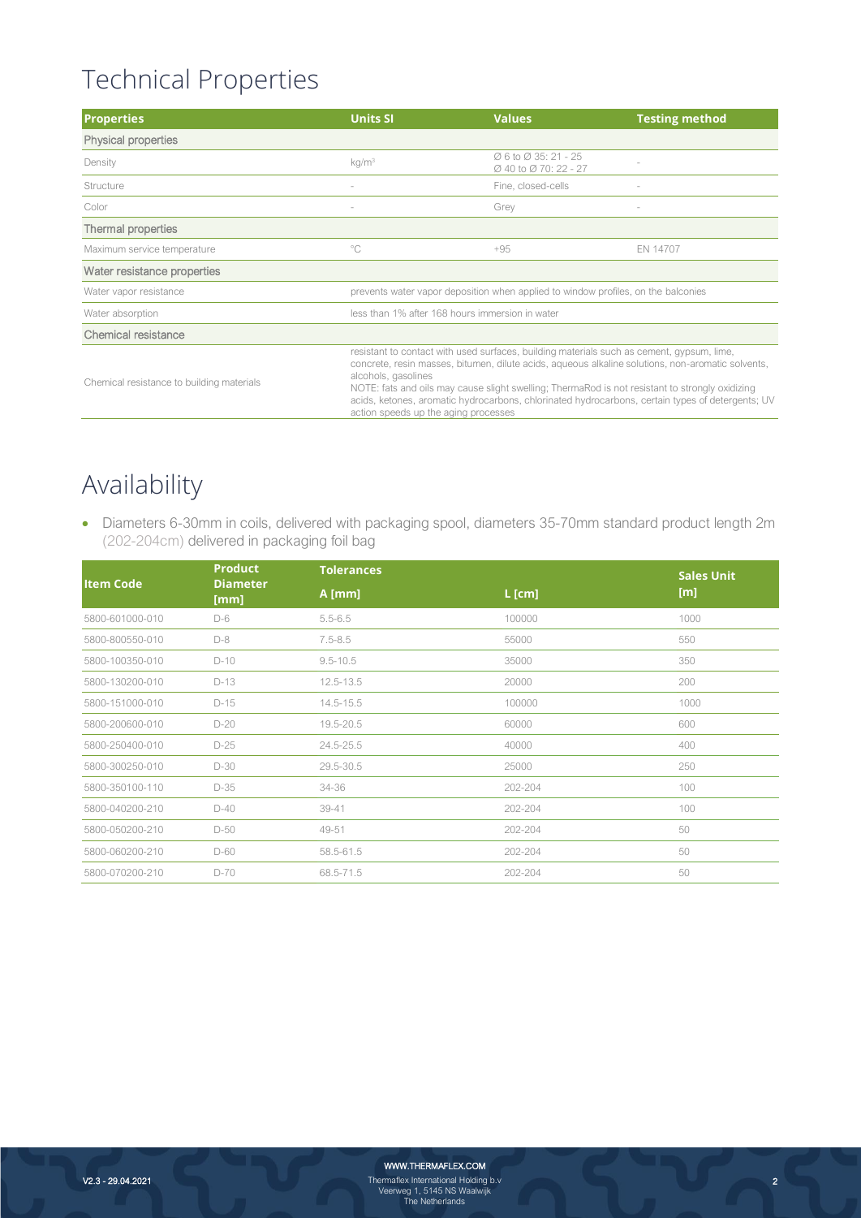# Technical Properties

| Properties | Units SI | Values | Testing method |
|---|---|---|---|
| Physical properties | | | |
| Density | kg/m³ | Ø 6 to Ø 35: 21 - 25<br>Ø 40 to Ø 70: 22 - 27 | - |
| Structure | - | Fine, closed-cells | - |
| Color | - | Grey | - |
| Thermal properties | | | |
| Maximum service temperature | °C | +95 | EN 14707 |
| Water resistance properties | | | |
| Water vapor resistance | prevents water vapor deposition when applied to window profiles, on the balconies | | |
| Water absorption | less than 1% after 168 hours immersion in water | | |
| Chemical resistance | | | |
| Chemical resistance to building materials | resistant to contact with used surfaces, building materials such as cement, gypsum, lime, concrete, resin masses, bitumen, dilute acids, aqueous alkaline solutions, non-aromatic solvents, alcohols, gasolines<br>NOTE: fats and oils may cause slight swelling; ThermaRod is not resistant to strongly oxidizing acids, ketones, aromatic hydrocarbons, chlorinated hydrocarbons, certain types of detergents; UV action speeds up the aging processes | | |

# Availability

- Diameters 6-30mm in coils, delivered with packaging spool, diameters 35-70mm standard product length 2m (202-204cm) delivered in packaging foil bag

| Item Code | Product Diameter [mm] | Tolerances | | Sales Unit [m] |
|---|---|---|---|---|
| | | A [mm] | L [cm] | |
| 5800-601000-010 | D-6 | 5.5-6.5 | 100000 | 1000 |
| 5800-800550-010 | D-8 | 7.5-8.5 | 55000 | 550 |
| 5800-100350-010 | D-10 | 9.5-10.5 | 35000 | 350 |
| 5800-130200-010 | D-13 | 12.5-13.5 | 20000 | 200 |
| 5800-151000-010 | D-15 | 14.5-15.5 | 100000 | 1000 |
| 5800-200600-010 | D-20 | 19.5-20.5 | 60000 | 600 |
| 5800-250400-010 | D-25 | 24.5-25.5 | 40000 | 400 |
| 5800-300250-010 | D-30 | 29.5-30.5 | 25000 | 250 |
| 5800-350100-110 | D-35 | 34-36 | 202-204 | 100 |
| 5800-040200-210 | D-40 | 39-41 | 202-204 | 100 |
| 5800-050200-210 | D-50 | 49-51 | 202-204 | 50 |
| 5800-060200-210 | D-60 | 58.5-61.5 | 202-204 | 50 |
| 5800-070200-210 | D-70 | 68.5-71.5 | 202-204 | 50 |